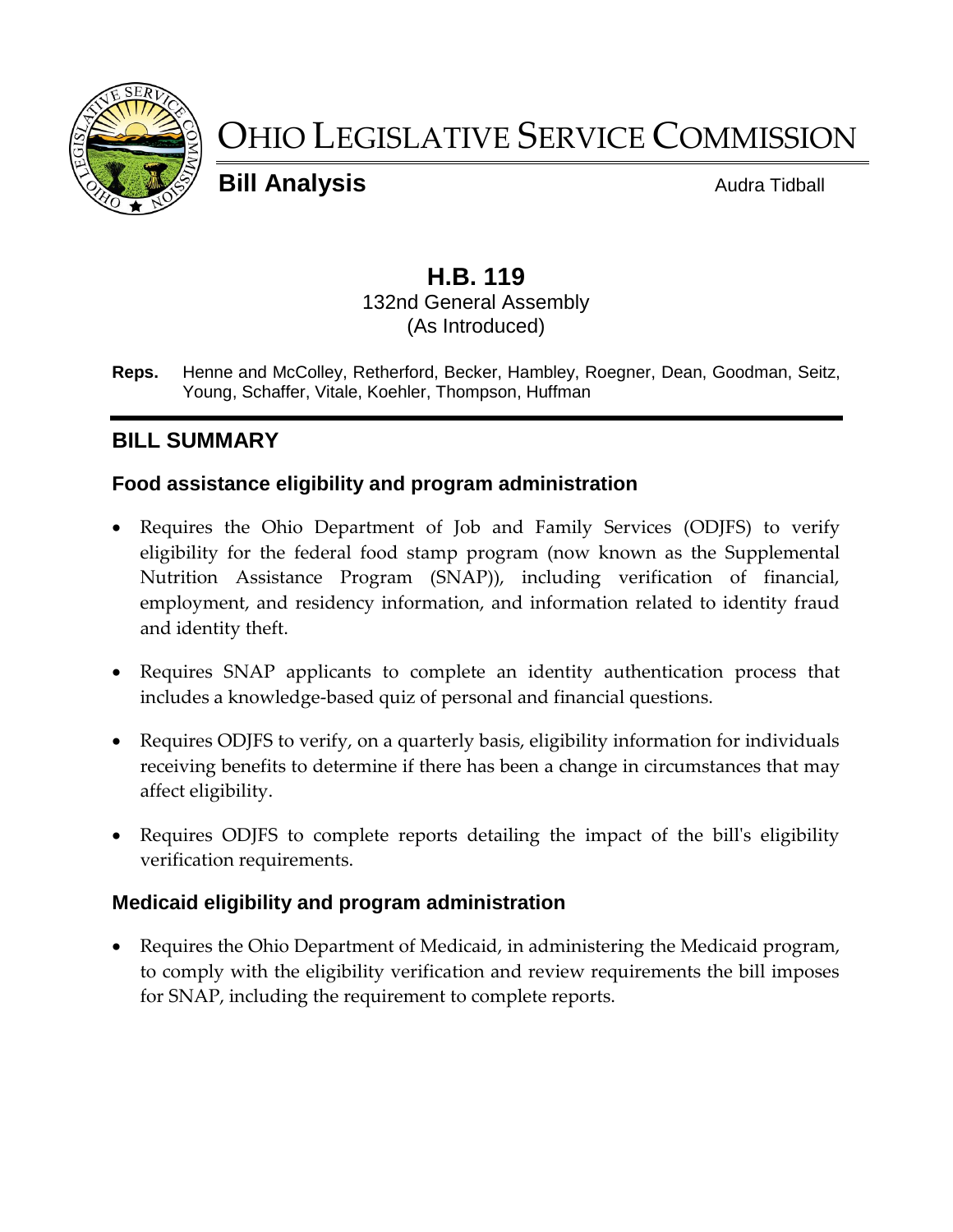# OHIO LEGISLATIVE SERVICE COMMISSION

**Bill Analysis** Audra Tidball

## H.B. 119

132nd General Assembly
(As Introduced)

**Reps.** Henne and McColley, Retherford, Becker, Hambley, Roegner, Dean, Goodman, Seitz, Young, Schaffer, Vitale, Koehler, Thompson, Huffman

## BILL SUMMARY

### Food assistance eligibility and program administration

- Requires the Ohio Department of Job and Family Services (ODJFS) to verify eligibility for the federal food stamp program (now known as the Supplemental Nutrition Assistance Program (SNAP)), including verification of financial, employment, and residency information, and information related to identity fraud and identity theft.
- Requires SNAP applicants to complete an identity authentication process that includes a knowledge-based quiz of personal and financial questions.
- Requires ODJFS to verify, on a quarterly basis, eligibility information for individuals receiving benefits to determine if there has been a change in circumstances that may affect eligibility.
- Requires ODJFS to complete reports detailing the impact of the bill's eligibility verification requirements.

### Medicaid eligibility and program administration

- Requires the Ohio Department of Medicaid, in administering the Medicaid program, to comply with the eligibility verification and review requirements the bill imposes for SNAP, including the requirement to complete reports.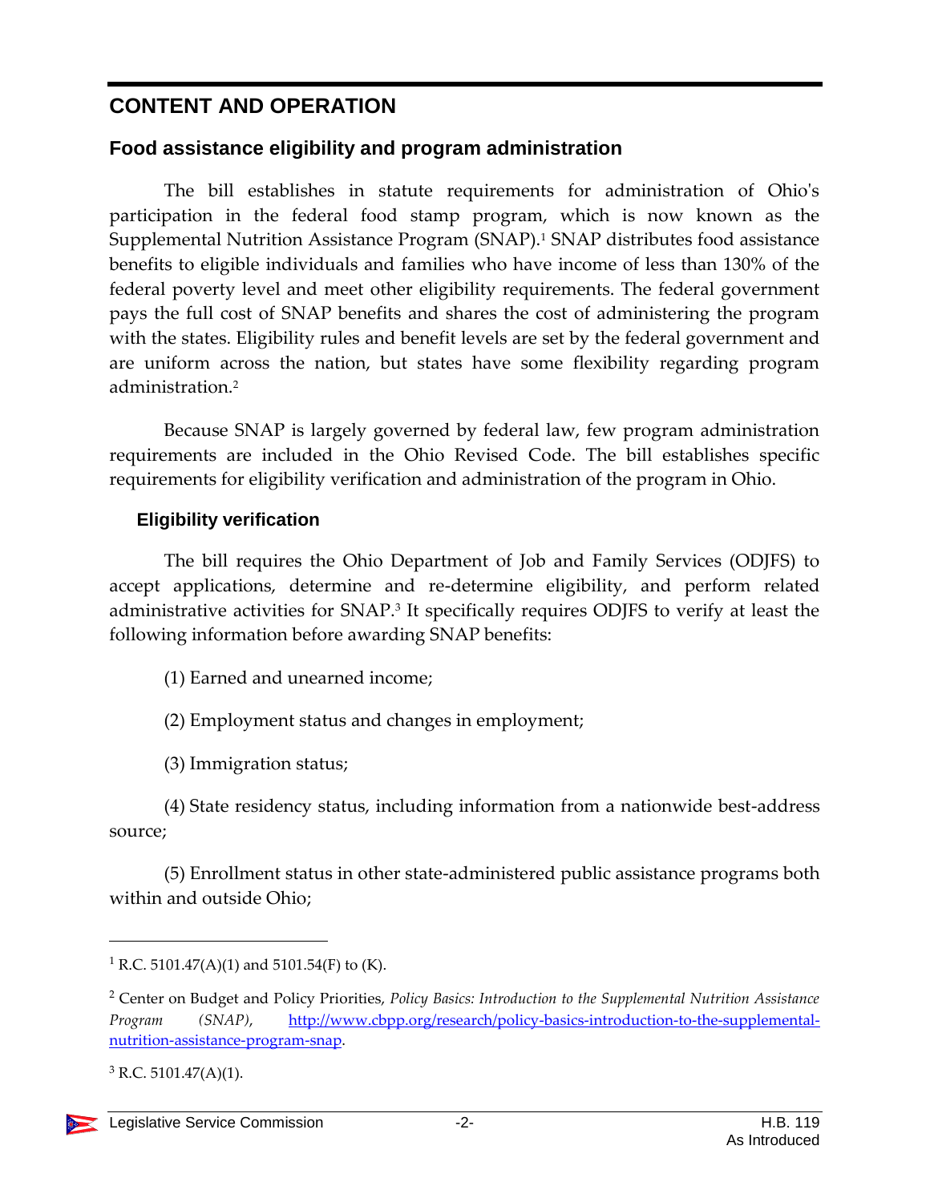# CONTENT AND OPERATION

## Food assistance eligibility and program administration

The bill establishes in statute requirements for administration of Ohio's participation in the federal food stamp program, which is now known as the Supplemental Nutrition Assistance Program (SNAP).[1] SNAP distributes food assistance benefits to eligible individuals and families who have income of less than 130% of the federal poverty level and meet other eligibility requirements. The federal government pays the full cost of SNAP benefits and shares the cost of administering the program with the states. Eligibility rules and benefit levels are set by the federal government and are uniform across the nation, but states have some flexibility regarding program administration.[2]

Because SNAP is largely governed by federal law, few program administration requirements are included in the Ohio Revised Code. The bill establishes specific requirements for eligibility verification and administration of the program in Ohio.

### Eligibility verification

The bill requires the Ohio Department of Job and Family Services (ODJFS) to accept applications, determine and re-determine eligibility, and perform related administrative activities for SNAP.[3] It specifically requires ODJFS to verify at least the following information before awarding SNAP benefits:

(1) Earned and unearned income;

(2) Employment status and changes in employment;

(3) Immigration status;

(4) State residency status, including information from a nationwide best-address source;

(5) Enrollment status in other state-administered public assistance programs both within and outside Ohio;

---

[1] R.C. 5101.47(A)(1) and 5101.54(F) to (K).

[2] Center on Budget and Policy Priorities, *Policy Basics: Introduction to the Supplemental Nutrition Assistance Program (SNAP)*, http://www.cbpp.org/research/policy-basics-introduction-to-the-supplemental-nutrition-assistance-program-snap.

[3] R.C. 5101.47(A)(1).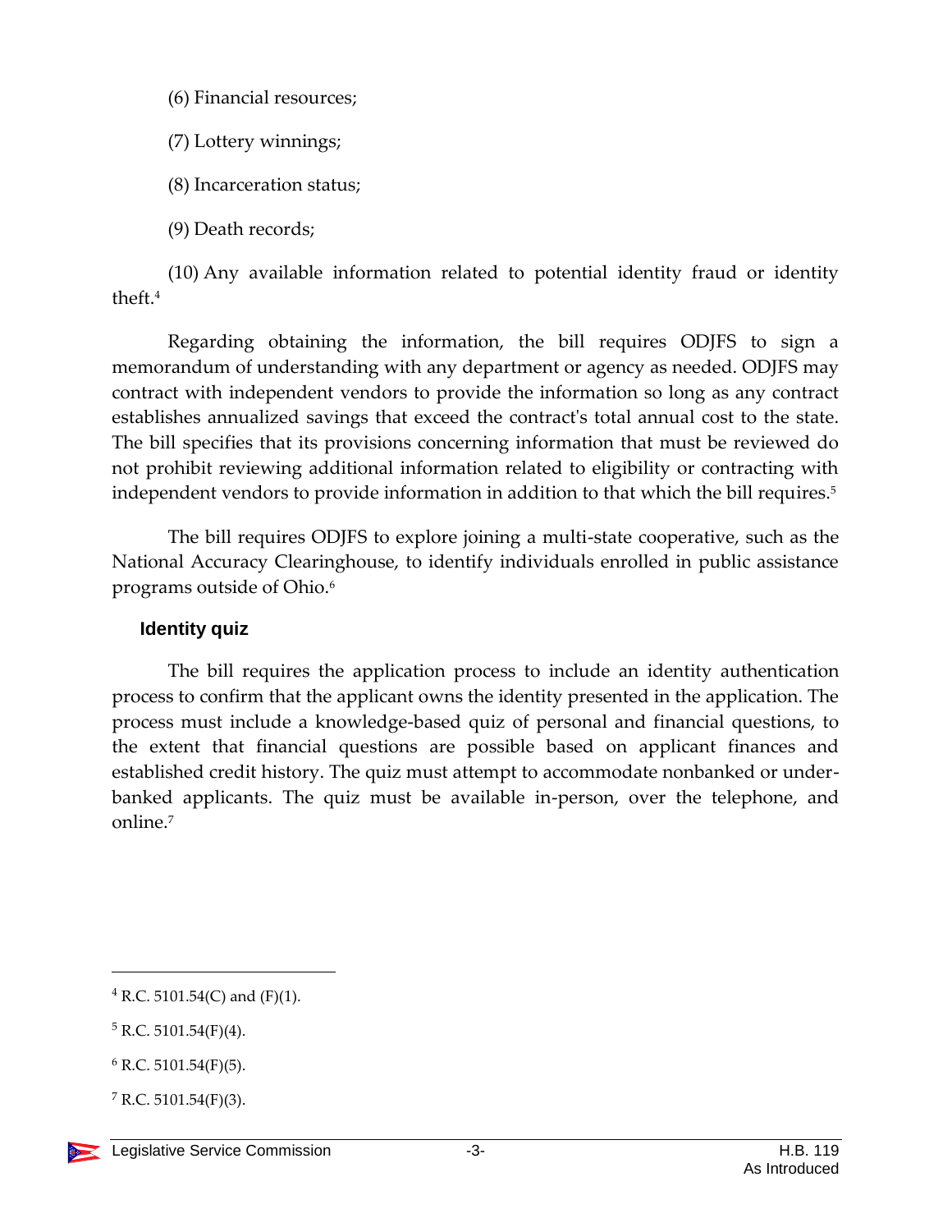(6) Financial resources;

(7) Lottery winnings;

(8) Incarceration status;

(9) Death records;

(10) Any available information related to potential identity fraud or identity theft.[4]

Regarding obtaining the information, the bill requires ODJFS to sign a memorandum of understanding with any department or agency as needed. ODJFS may contract with independent vendors to provide the information so long as any contract establishes annualized savings that exceed the contract's total annual cost to the state. The bill specifies that its provisions concerning information that must be reviewed do not prohibit reviewing additional information related to eligibility or contracting with independent vendors to provide information in addition to that which the bill requires.[5]

The bill requires ODJFS to explore joining a multi-state cooperative, such as the National Accuracy Clearinghouse, to identify individuals enrolled in public assistance programs outside of Ohio.[6]

### Identity quiz

The bill requires the application process to include an identity authentication process to confirm that the applicant owns the identity presented in the application. The process must include a knowledge-based quiz of personal and financial questions, to the extent that financial questions are possible based on applicant finances and established credit history. The quiz must attempt to accommodate nonbanked or under-banked applicants. The quiz must be available in-person, over the telephone, and online.[7]

---

[4] R.C. 5101.54(C) and (F)(1).

[5] R.C. 5101.54(F)(4).

[6] R.C. 5101.54(F)(5).

[7] R.C. 5101.54(F)(3).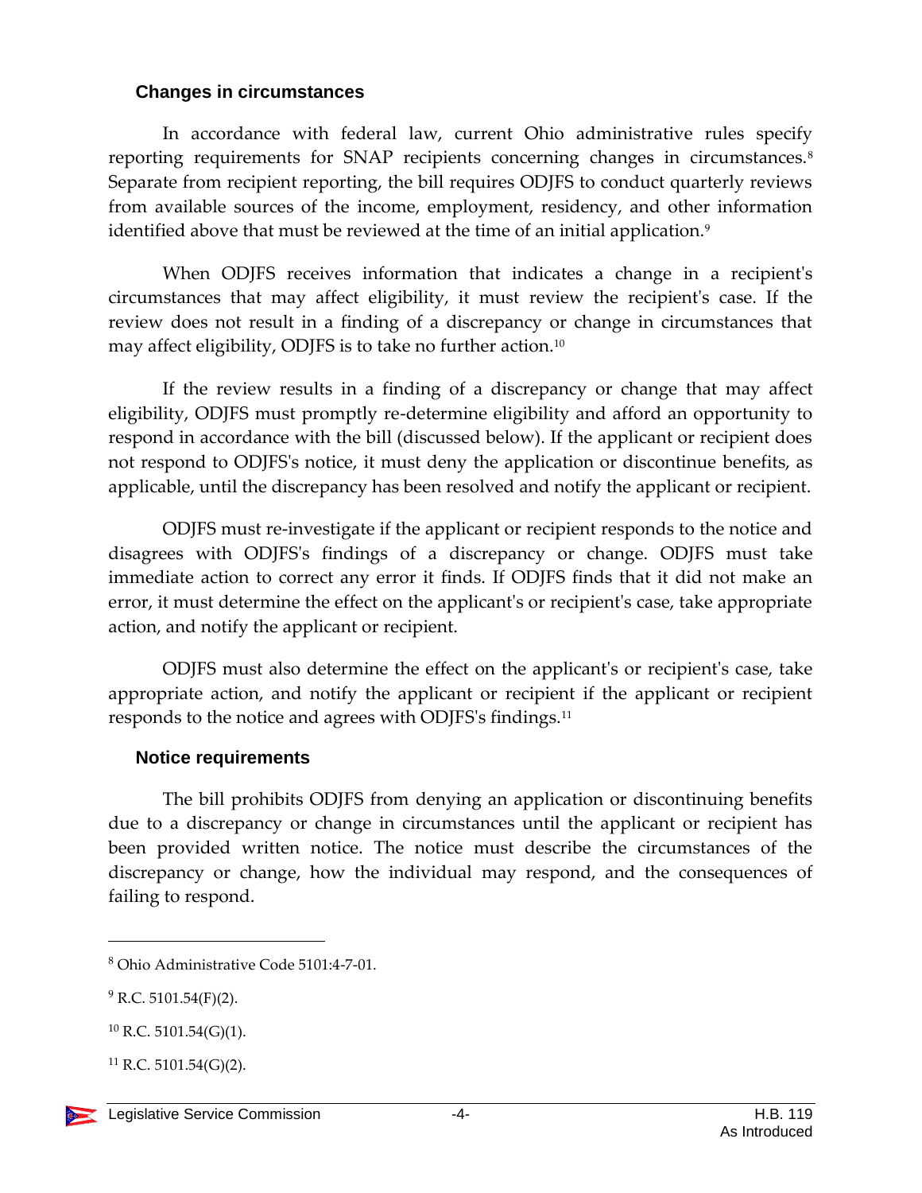### Changes in circumstances

In accordance with federal law, current Ohio administrative rules specify reporting requirements for SNAP recipients concerning changes in circumstances.[8] Separate from recipient reporting, the bill requires ODJFS to conduct quarterly reviews from available sources of the income, employment, residency, and other information identified above that must be reviewed at the time of an initial application.[9]

When ODJFS receives information that indicates a change in a recipient's circumstances that may affect eligibility, it must review the recipient's case. If the review does not result in a finding of a discrepancy or change in circumstances that may affect eligibility, ODJFS is to take no further action.[10]

If the review results in a finding of a discrepancy or change that may affect eligibility, ODJFS must promptly re-determine eligibility and afford an opportunity to respond in accordance with the bill (discussed below). If the applicant or recipient does not respond to ODJFS's notice, it must deny the application or discontinue benefits, as applicable, until the discrepancy has been resolved and notify the applicant or recipient.

ODJFS must re-investigate if the applicant or recipient responds to the notice and disagrees with ODJFS's findings of a discrepancy or change. ODJFS must take immediate action to correct any error it finds. If ODJFS finds that it did not make an error, it must determine the effect on the applicant's or recipient's case, take appropriate action, and notify the applicant or recipient.

ODJFS must also determine the effect on the applicant's or recipient's case, take appropriate action, and notify the applicant or recipient if the applicant or recipient responds to the notice and agrees with ODJFS's findings.[11]

### Notice requirements

The bill prohibits ODJFS from denying an application or discontinuing benefits due to a discrepancy or change in circumstances until the applicant or recipient has been provided written notice. The notice must describe the circumstances of the discrepancy or change, how the individual may respond, and the consequences of failing to respond.

---

[8] Ohio Administrative Code 5101:4-7-01.

[9] R.C. 5101.54(F)(2).

[10] R.C. 5101.54(G)(1).

[11] R.C. 5101.54(G)(2).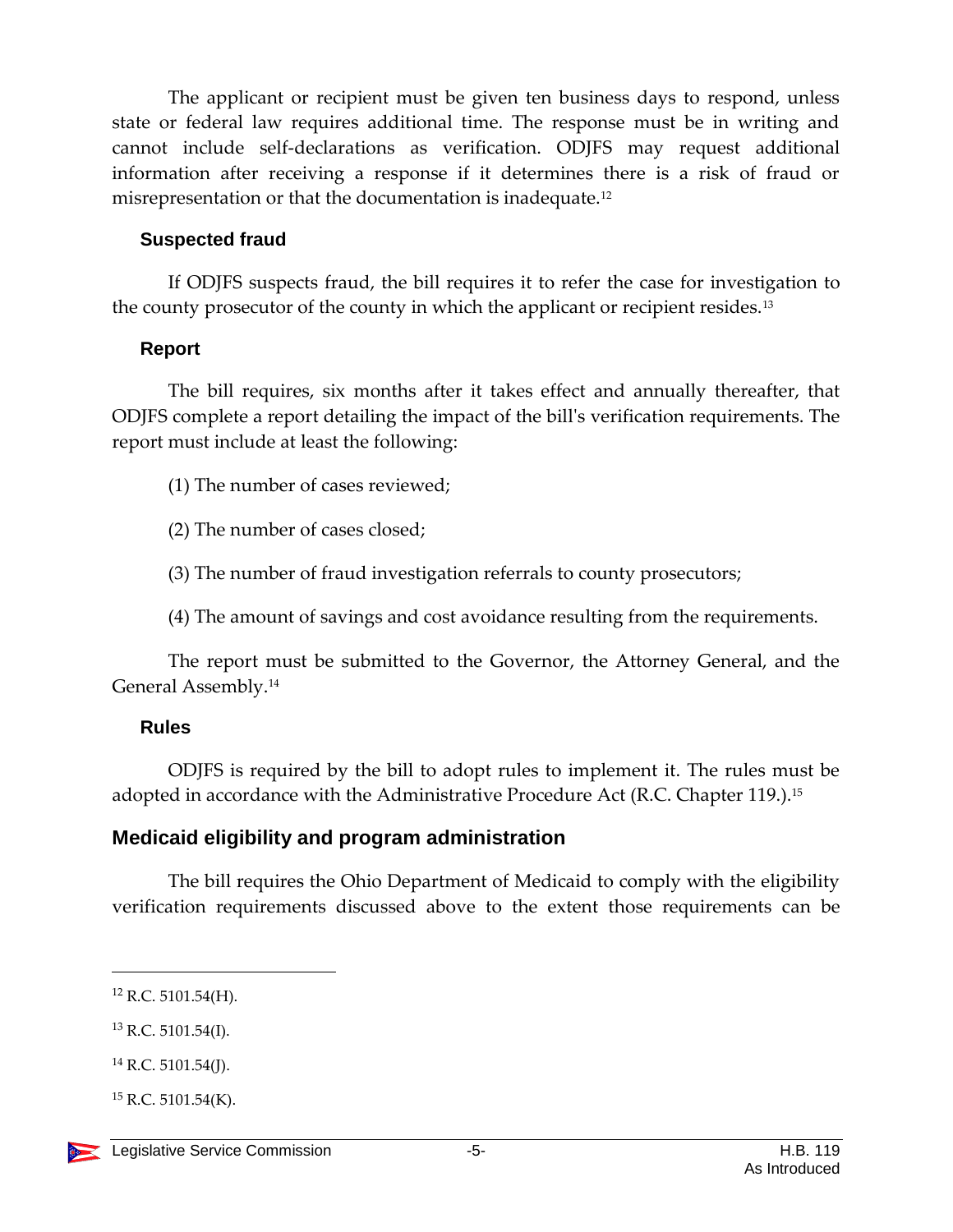The applicant or recipient must be given ten business days to respond, unless state or federal law requires additional time. The response must be in writing and cannot include self-declarations as verification. ODJFS may request additional information after receiving a response if it determines there is a risk of fraud or misrepresentation or that the documentation is inadequate.[12]

### Suspected fraud

If ODJFS suspects fraud, the bill requires it to refer the case for investigation to the county prosecutor of the county in which the applicant or recipient resides.[13]

### Report

The bill requires, six months after it takes effect and annually thereafter, that ODJFS complete a report detailing the impact of the bill's verification requirements. The report must include at least the following:

(1) The number of cases reviewed;

(2) The number of cases closed;

(3) The number of fraud investigation referrals to county prosecutors;

(4) The amount of savings and cost avoidance resulting from the requirements.

The report must be submitted to the Governor, the Attorney General, and the General Assembly.[14]

### Rules

ODJFS is required by the bill to adopt rules to implement it. The rules must be adopted in accordance with the Administrative Procedure Act (R.C. Chapter 119.).[15]

## Medicaid eligibility and program administration

The bill requires the Ohio Department of Medicaid to comply with the eligibility verification requirements discussed above to the extent those requirements can be

---

[12] R.C. 5101.54(H).

[13] R.C. 5101.54(I).

[14] R.C. 5101.54(J).

[15] R.C. 5101.54(K).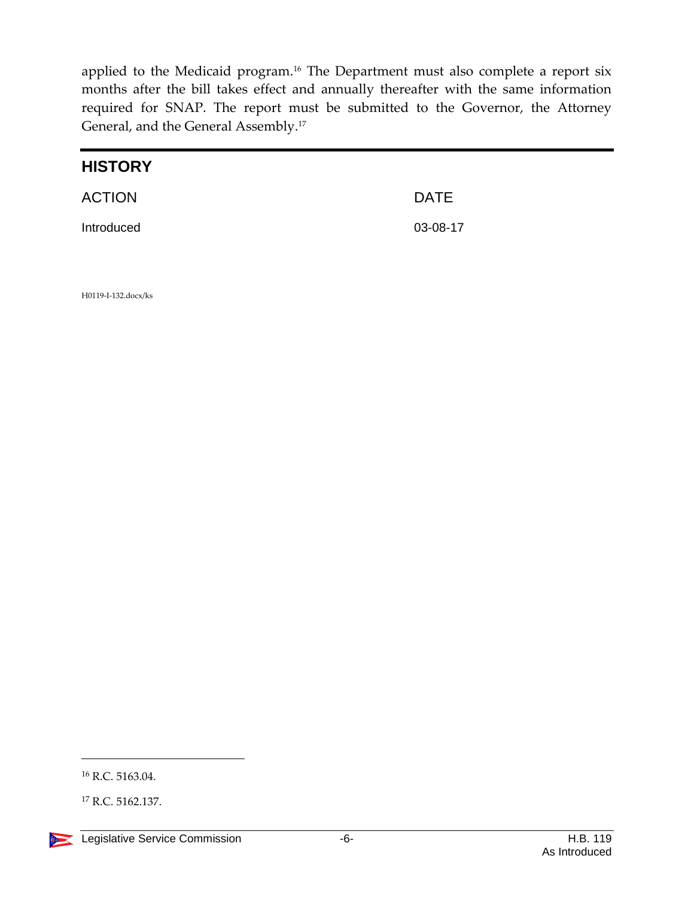applied to the Medicaid program.[16] The Department must also complete a report six months after the bill takes effect and annually thereafter with the same information required for SNAP. The report must be submitted to the Governor, the Attorney General, and the General Assembly.[17]

## HISTORY

| ACTION | DATE |
| --- | --- |
| Introduced | 03-08-17 |

H0119-I-132.docx/ks

[16] R.C. 5163.04.

[17] R.C. 5162.137.